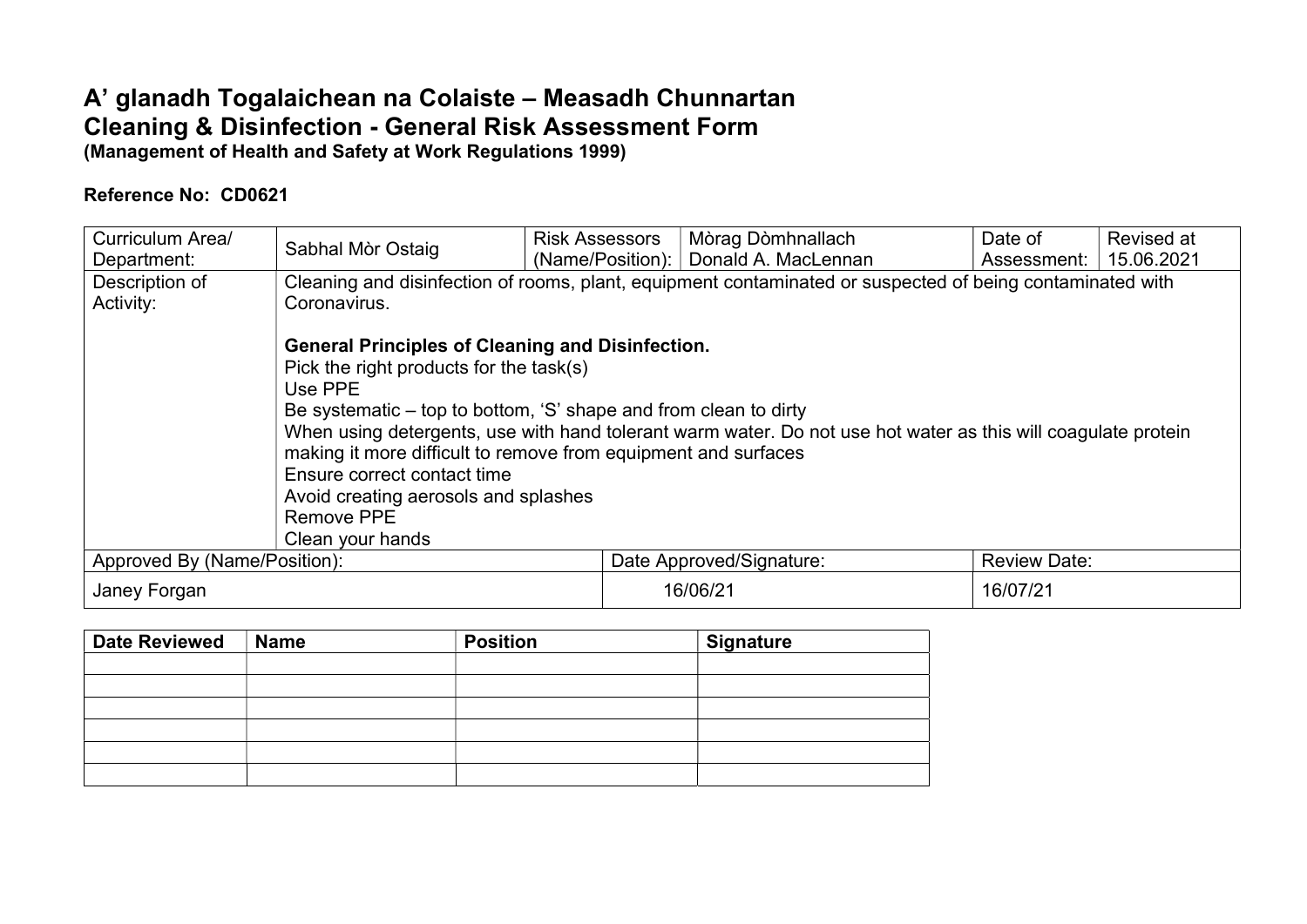# A' glanadh Togalaichean na Colaiste – Measadh Chunnartan
# Cleaning & Disinfection - General Risk Assessment Form
**(Management of Health and Safety at Work Regulations 1999)**

**Reference No: CD0621**

| Curriculum Area/ Department: | Sabhal Mòr Ostaig | Risk Assessors (Name/Position): | Mòrag Dòmhnallach<br>Donald A. MacLennan | Date of Assessment: | Revised at 15.06.2021 |
|---|---|---|---|---|---|
| Description of Activity: | Cleaning and disinfection of rooms, plant, equipment contaminated or suspected of being contaminated with Coronavirus.<br><br>**General Principles of Cleaning and Disinfection.**<br>Pick the right products for the task(s)<br>Use PPE<br>Be systematic – top to bottom, 'S' shape and from clean to dirty<br>When using detergents, use with hand tolerant warm water. Do not use hot water as this will coagulate protein making it more difficult to remove from equipment and surfaces<br>Ensure correct contact time<br>Avoid creating aerosols and splashes<br>Remove PPE<br>Clean your hands | | | | |
| Approved By (Name/Position): | | Date Approved/Signature: | | Review Date: | |
| Janey Forgan | | 16/06/21 | | 16/07/21 | |

| Date Reviewed | Name | Position | Signature |
|---|---|---|---|
| | | | |
| | | | |
| | | | |
| | | | |
| | | | |
| | | | |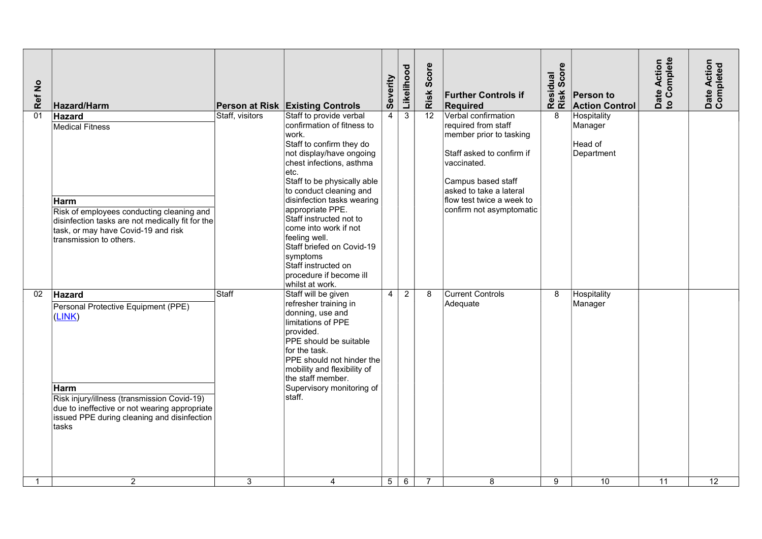| Ref No | Hazard/Harm | Person at Risk | Existing Controls | Severity | Likelihood | Risk Score | Further Controls if Required | Residual Risk Score | Person to Action Control | Date Action to Complete | Date Action Completed |
|---|---|---|---|---|---|---|---|---|---|---|---|
| 01 | **Hazard**<br>Medical Fitness<br><br>**Harm**<br>Risk of employees conducting cleaning and disinfection tasks are not medically fit for the task, or may have Covid-19 and risk transmission to others. | Staff, visitors | Staff to provide verbal confirmation of fitness to work.<br>Staff to confirm they do not display/have ongoing chest infections, asthma etc.<br>Staff to be physically able to conduct cleaning and disinfection tasks wearing appropriate PPE.<br>Staff instructed not to come into work if not feeling well.<br>Staff briefed on Covid-19 symptoms<br>Staff instructed on procedure if become ill whilst at work. | 4 | 3 | 12 | Verbal confirmation required from staff member prior to tasking<br><br>Staff asked to confirm if vaccinated.<br><br>Campus based staff asked to take a lateral flow test twice a week to confirm not asymptomatic | 8 | Hospitality Manager<br><br>Head of Department | | |
| 02 | **Hazard**<br>Personal Protective Equipment (PPE) (LINK)<br><br>**Harm**<br>Risk injury/illness (transmission Covid-19) due to ineffective or not wearing appropriate issued PPE during cleaning and disinfection tasks | Staff | Staff will be given refresher training in donning, use and limitations of PPE provided.<br>PPE should be suitable for the task.<br>PPE should not hinder the mobility and flexibility of the staff member.<br>Supervisory monitoring of staff. | 4 | 2 | 8 | Current Controls Adequate | 8 | Hospitality Manager | | |
| 1 | 2 | 3 | 4 | 5 | 6 | 7 | 8 | 9 | 10 | 11 | 12 |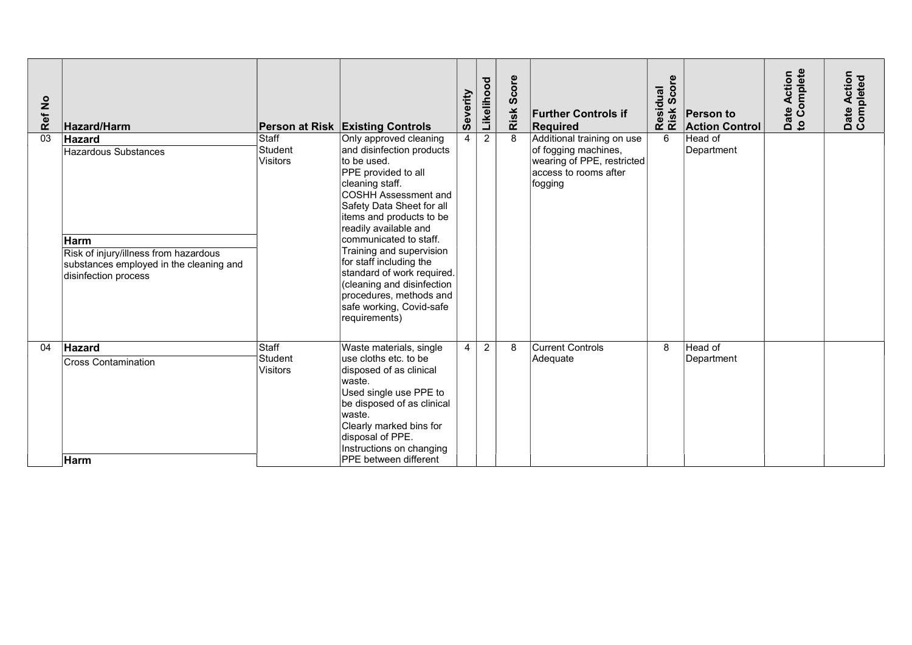| Ref No | Hazard/Harm | Person at Risk | Existing Controls | Severity | Likelihood | Risk Score | Further Controls if Required | Residual Risk Score | Person to Action Control | Date Action to Complete | Date Action Completed |
|---|---|---|---|---|---|---|---|---|---|---|---|
| 03 | **Hazard**<br>Hazardous Substances<br><br>**Harm**<br>Risk of injury/illness from hazardous substances employed in the cleaning and disinfection process | Staff<br>Student<br>Visitors | Only approved cleaning and disinfection products to be used.<br>PPE provided to all cleaning staff.<br>COSHH Assessment and Safety Data Sheet for all items and products to be readily available and communicated to staff.<br>Training and supervision for staff including the standard of work required. (cleaning and disinfection procedures, methods and safe working, Covid-safe requirements) | 4 | 2 | 8 | Additional training on use of fogging machines, wearing of PPE, restricted access to rooms after fogging | 6 | Head of Department | | |
| 04 | **Hazard**<br>Cross Contamination<br><br>**Harm** | Staff<br>Student<br>Visitors | Waste materials, single use cloths etc. to be disposed of as clinical waste.<br>Used single use PPE to be disposed of as clinical waste.<br>Clearly marked bins for disposal of PPE.<br>Instructions on changing PPE between different | 4 | 2 | 8 | Current Controls Adequate | 8 | Head of Department | | |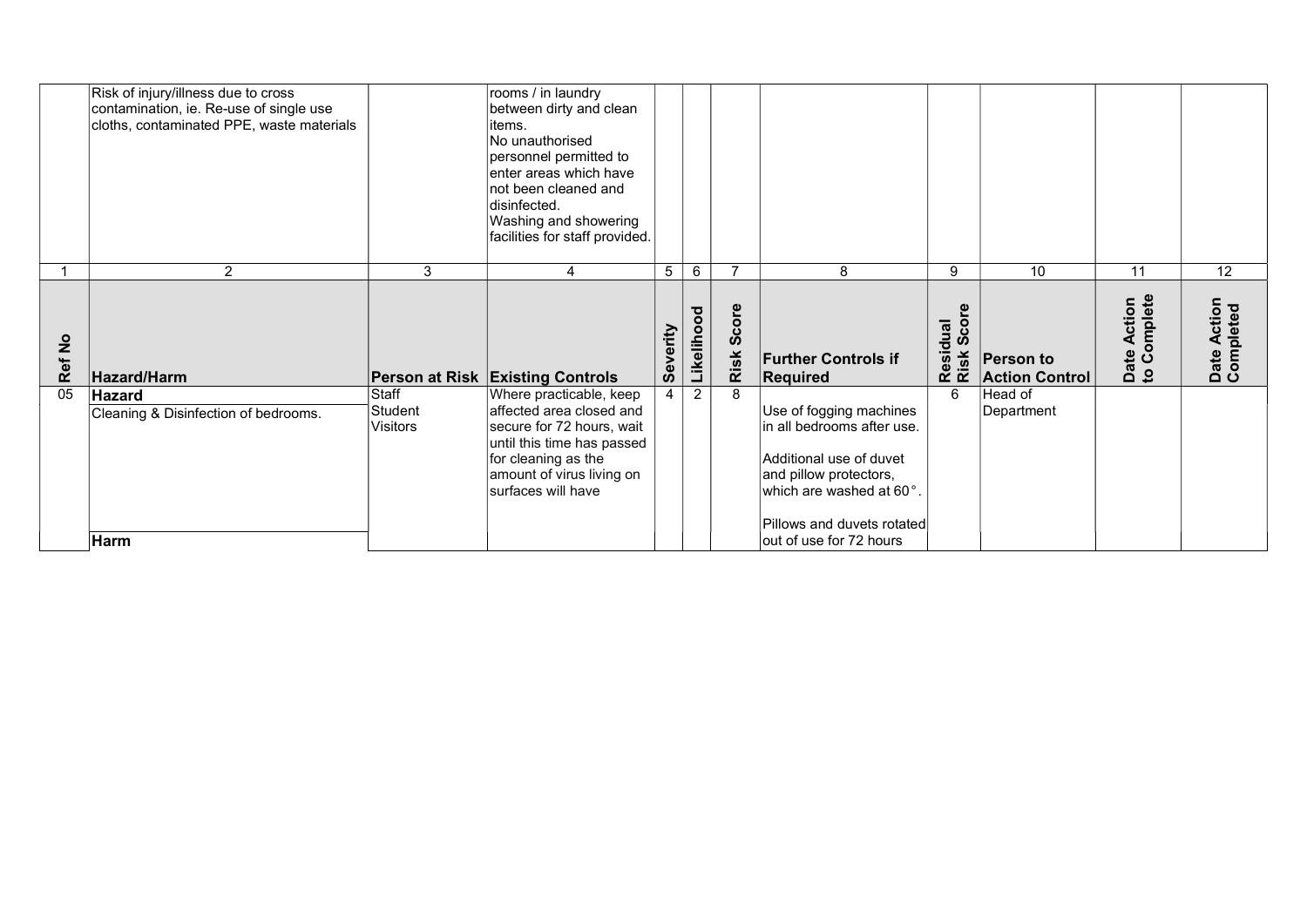| | Risk of injury/illness due to cross contamination, ie. Re-use of single use cloths, contaminated PPE, waste materials | | rooms / in laundry between dirty and clean items. No unauthorised personnel permitted to enter areas which have not been cleaned and disinfected. Washing and showering facilities for staff provided. | | | | | | | | |
|---|---|---|---|---|---|---|---|---|---|---|---|
| 1 | 2 | 3 | 4 | 5 | 6 | 7 | 8 | 9 | 10 | 11 | 12 |
| **Ref No** | **Hazard/Harm** | **Person at Risk** | **Existing Controls** | **Severity** | **Likelihood** | **Risk Score** | **Further Controls if Required** | **Residual Risk Score** | **Person to Action Control** | **Date Action to Complete** | **Date Action Completed** |
| 05 | **Hazard** Cleaning & Disinfection of bedrooms. **Harm** | Staff Student Visitors | Where practicable, keep affected area closed and secure for 72 hours, wait until this time has passed for cleaning as the amount of virus living on surfaces will have | 4 | 2 | 8 | Use of fogging machines in all bedrooms after use. Additional use of duvet and pillow protectors, which are washed at 60°. Pillows and duvets rotated out of use for 72 hours | 6 | Head of Department | | |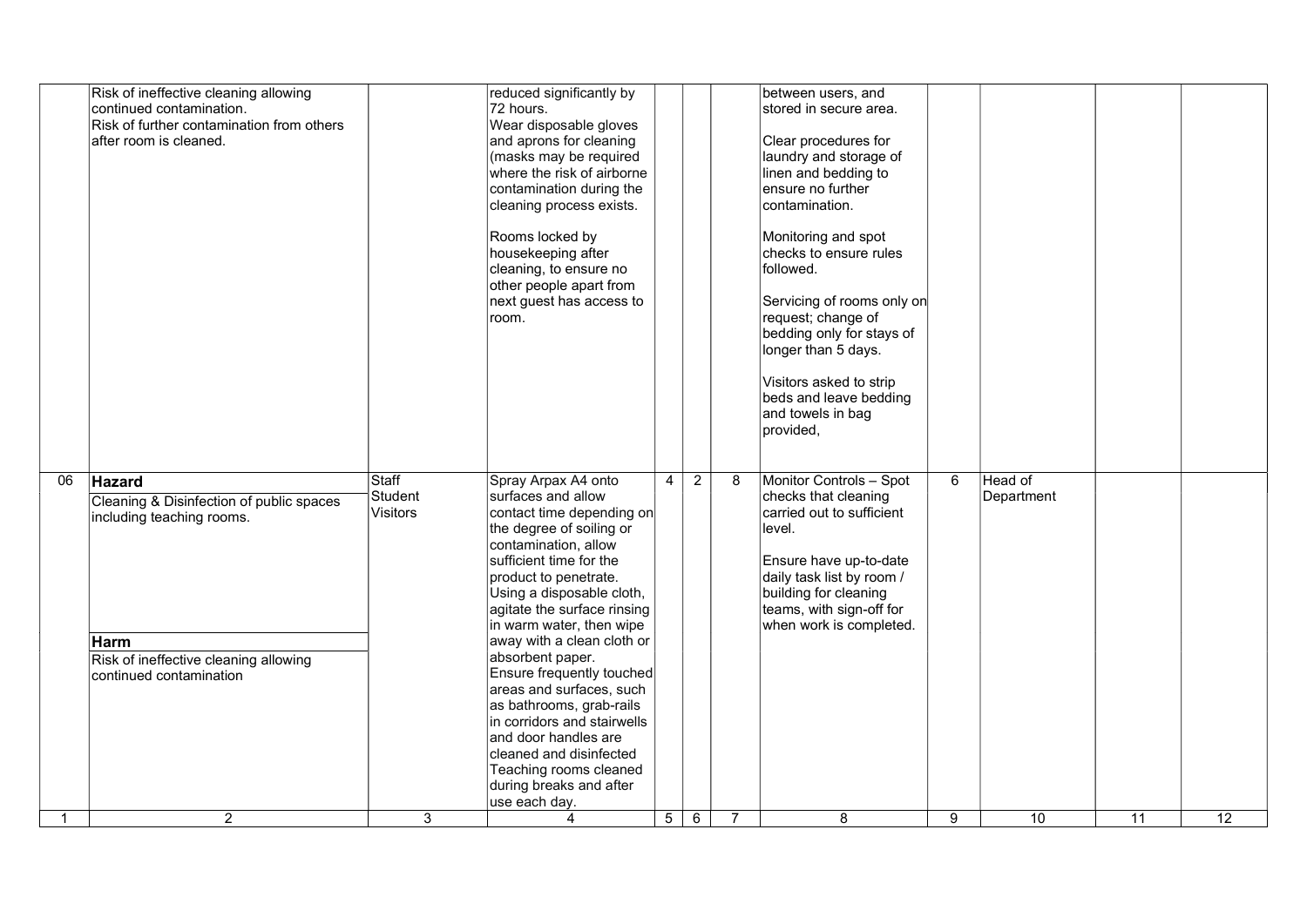| | | | | | | | | | | | |
|---|---|---|---|---|---|---|---|---|---|---|---|
| | Risk of ineffective cleaning allowing continued contamination.<br>Risk of further contamination from others after room is cleaned. | | reduced significantly by 72 hours.<br>Wear disposable gloves and aprons for cleaning (masks may be required where the risk of airborne contamination during the cleaning process exists.<br><br>Rooms locked by housekeeping after cleaning, to ensure no other people apart from next guest has access to room. | | | | between users, and stored in secure area.<br><br>Clear procedures for laundry and storage of linen and bedding to ensure no further contamination.<br><br>Monitoring and spot checks to ensure rules followed.<br><br>Servicing of rooms only on request; change of bedding only for stays of longer than 5 days.<br><br>Visitors asked to strip beds and leave bedding and towels in bag provided, | | | | |
| 06 | **Hazard**<br>Cleaning & Disinfection of public spaces including teaching rooms.<br><br>**Harm**<br>Risk of ineffective cleaning allowing continued contamination | Staff<br>Student<br>Visitors | Spray Arpax A4 onto surfaces and allow contact time depending on the degree of soiling or contamination, allow sufficient time for the product to penetrate.<br>Using a disposable cloth, agitate the surface rinsing in warm water, then wipe away with a clean cloth or absorbent paper.<br>Ensure frequently touched areas and surfaces, such as bathrooms, grab-rails in corridors and stairwells and door handles are cleaned and disinfected<br>Teaching rooms cleaned during breaks and after use each day. | 4 | 2 | 8 | Monitor Controls – Spot checks that cleaning carried out to sufficient level.<br><br>Ensure have up-to-date daily task list by room / building for cleaning teams, with sign-off for when work is completed. | 6 | Head of Department | | |
| 1 | 2 | 3 | 4 | 5 | 6 | 7 | 8 | 9 | 10 | 11 | 12 |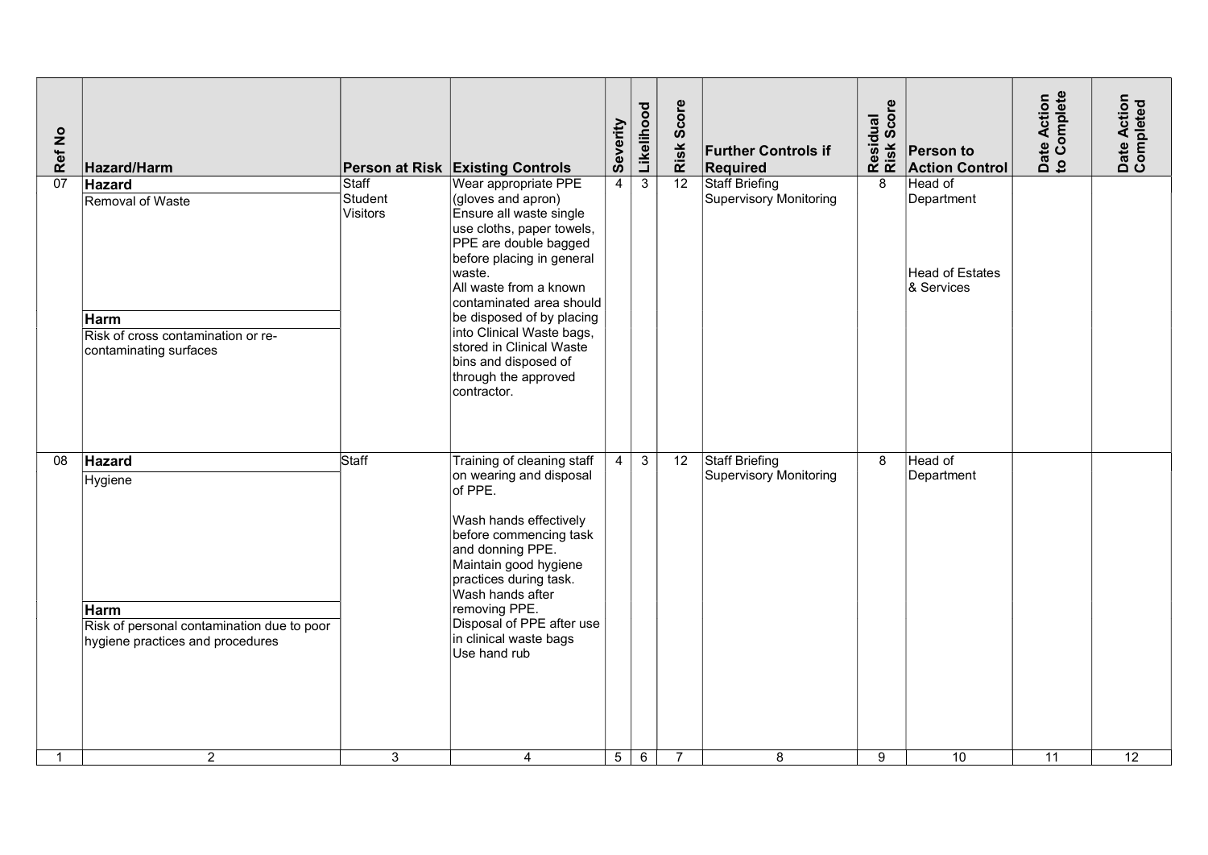| Ref No | Hazard/Harm | Person at Risk | Existing Controls | Severity | Likelihood | Risk Score | Further Controls if Required | Residual Risk Score | Person to Action Control | Date Action to Complete | Date Action Completed |
|---|---|---|---|---|---|---|---|---|---|---|---|
| 07 | **Hazard**<br>Removal of Waste<br><br>**Harm**<br>Risk of cross contamination or re-contaminating surfaces | Staff<br>Student<br>Visitors | Wear appropriate PPE (gloves and apron)<br>Ensure all waste single use cloths, paper towels, PPE are double bagged before placing in general waste.<br>All waste from a known contaminated area should be disposed of by placing into Clinical Waste bags, stored in Clinical Waste bins and disposed of through the approved contractor. | 4 | 3 | 12 | Staff Briefing<br>Supervisory Monitoring | 8 | Head of Department<br><br>Head of Estates & Services | | |
| 08 | **Hazard**<br>Hygiene<br><br>**Harm**<br>Risk of personal contamination due to poor hygiene practices and procedures | Staff | Training of cleaning staff on wearing and disposal of PPE.<br><br>Wash hands effectively before commencing task and donning PPE.<br>Maintain good hygiene practices during task.<br>Wash hands after removing PPE.<br>Disposal of PPE after use in clinical waste bags<br>Use hand rub | 4 | 3 | 12 | Staff Briefing<br>Supervisory Monitoring | 8 | Head of Department | | |
| 1 | 2 | 3 | 4 | 5 | 6 | 7 | 8 | 9 | 10 | 11 | 12 |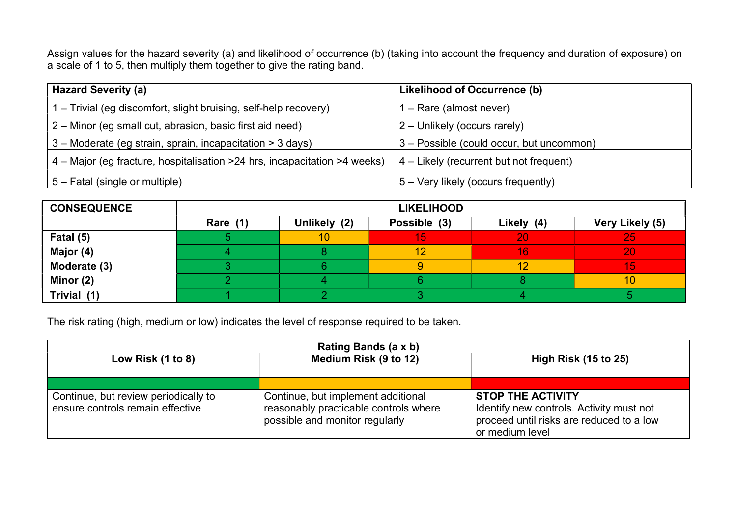Assign values for the hazard severity (a) and likelihood of occurrence (b) (taking into account the frequency and duration of exposure) on a scale of 1 to 5, then multiply them together to give the rating band.

| Hazard Severity (a) | Likelihood of Occurrence (b) |
|---|---|
| 1 – Trivial (eg discomfort, slight bruising, self-help recovery) | 1 – Rare (almost never) |
| 2 – Minor (eg small cut, abrasion, basic first aid need) | 2 – Unlikely (occurs rarely) |
| 3 – Moderate (eg strain, sprain, incapacitation > 3 days) | 3 – Possible (could occur, but uncommon) |
| 4 – Major (eg fracture, hospitalisation >24 hrs, incapacitation >4 weeks) | 4 – Likely (recurrent but not frequent) |
| 5 – Fatal (single or multiple) | 5 – Very likely (occurs frequently) |

| CONSEQUENCE | LIKELIHOOD | | | | |
|---|---|---|---|---|---|
| | Rare (1) | Unlikely (2) | Possible (3) | Likely (4) | Very Likely (5) |
| Fatal (5) | 5 | 10 | 15 | 20 | 25 |
| Major (4) | 4 | 8 | 12 | 16 | 20 |
| Moderate (3) | 3 | 6 | 9 | 12 | 15 |
| Minor (2) | 2 | 4 | 6 | 8 | 10 |
| Trivial (1) | 1 | 2 | 3 | 4 | 5 |

The risk rating (high, medium or low) indicates the level of response required to be taken.

| Rating Bands (a x b) | | |
|---|---|---|
| Low Risk (1 to 8) | Medium Risk (9 to 12) | High Risk (15 to 25) |
| Continue, but review periodically to ensure controls remain effective | Continue, but implement additional reasonably practicable controls where possible and monitor regularly | **STOP THE ACTIVITY** Identify new controls. Activity must not proceed until risks are reduced to a low or medium level |